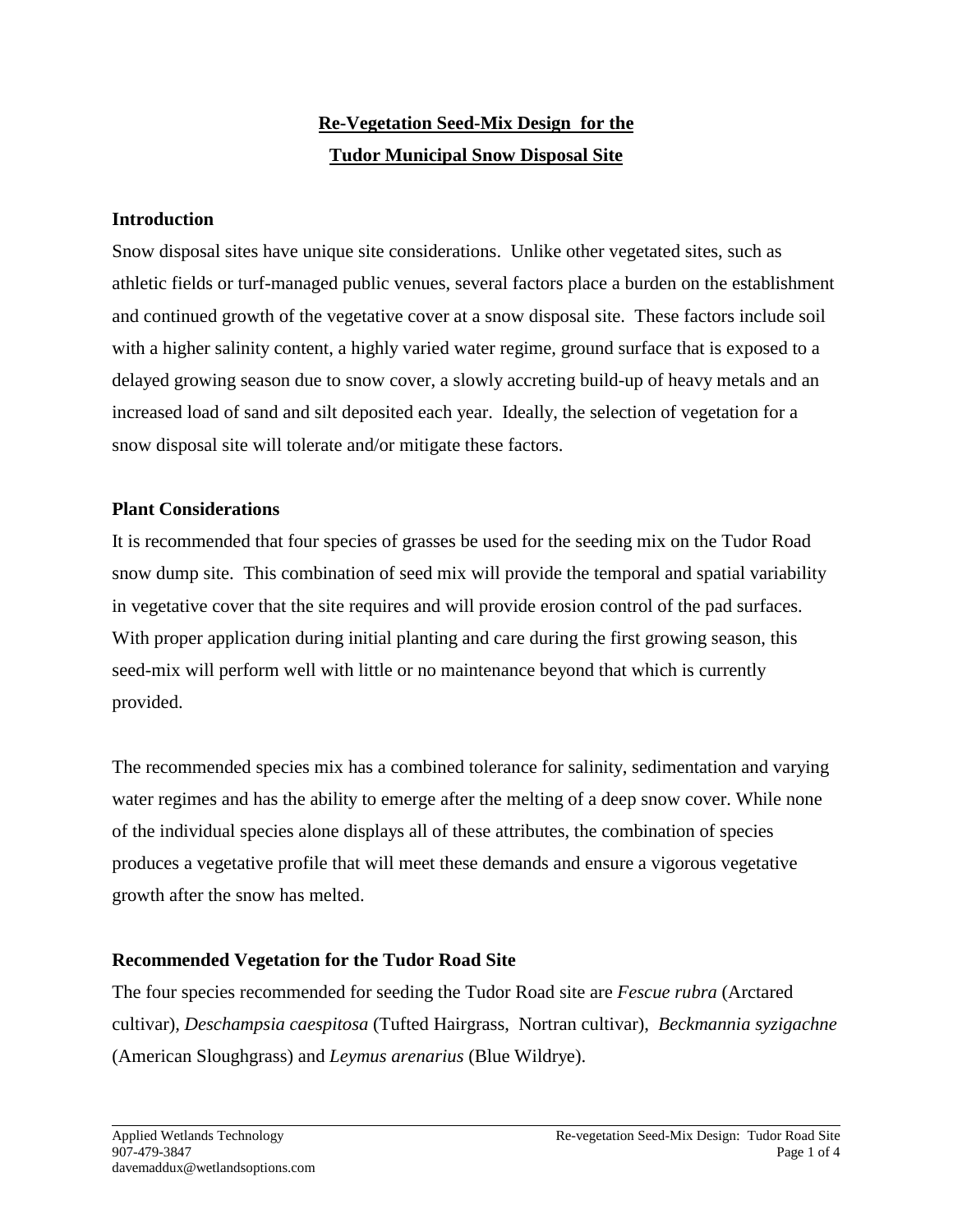# **Re-Vegetation Seed-Mix Design for the Tudor Municipal Snow Disposal Site**

## Introduction

Snow disposal sites have unique site considerations. Unlike other vegetated sites, such as athletic fields or turf-managed public venues, several factors place a burden on the establishment and continued growth of the vegetative cover at a snow disposal site. These factors include soil with a higher salinity content, a highly varied water regime, ground surface that is exposed to a delayed growing season due to snow cover, a slowly accreting build-up of heavy metals and an increased load of sand and silt deposited each year. Ideally, the selection of vegetation for a snow disposal site will tolerate and/or mitigate these factors.

## Plant Considerations

It is recommended that four species of grasses be used for the seeding mix on the Tudor Road snow dump site. This combination of seed mix will provide the temporal and spatial variability in vegetative cover that the site requires and will provide erosion control of the pad surfaces. With proper application during initial planting and care during the first growing season, this seed-mix will perform well with little or no maintenance beyond that which is currently provided.

The recommended species mix has a combined tolerance for salinity, sedimentation and varying water regimes and has the ability to emerge after the melting of a deep snow cover. While none of the individual species alone displays all of these attributes, the combination of species produces a vegetative profile that will meet these demands and ensure a vigorous vegetative growth after the snow has melted.

## Recommended Vegetation for the Tudor Road Site

The four species recommended for seeding the Tudor Road site are *Fescue rubra* (Arctared cultivar), *Deschampsia caespitosa* (Tufted Hairgrass, Nortran cultivar), *Beckmannia syzigachne* (American Sloughgrass) and *Leymus arenarius* (Blue Wildrye).

Applied Wetlands Technology
907-479-3847
davemaddux@wetlandsoptions.com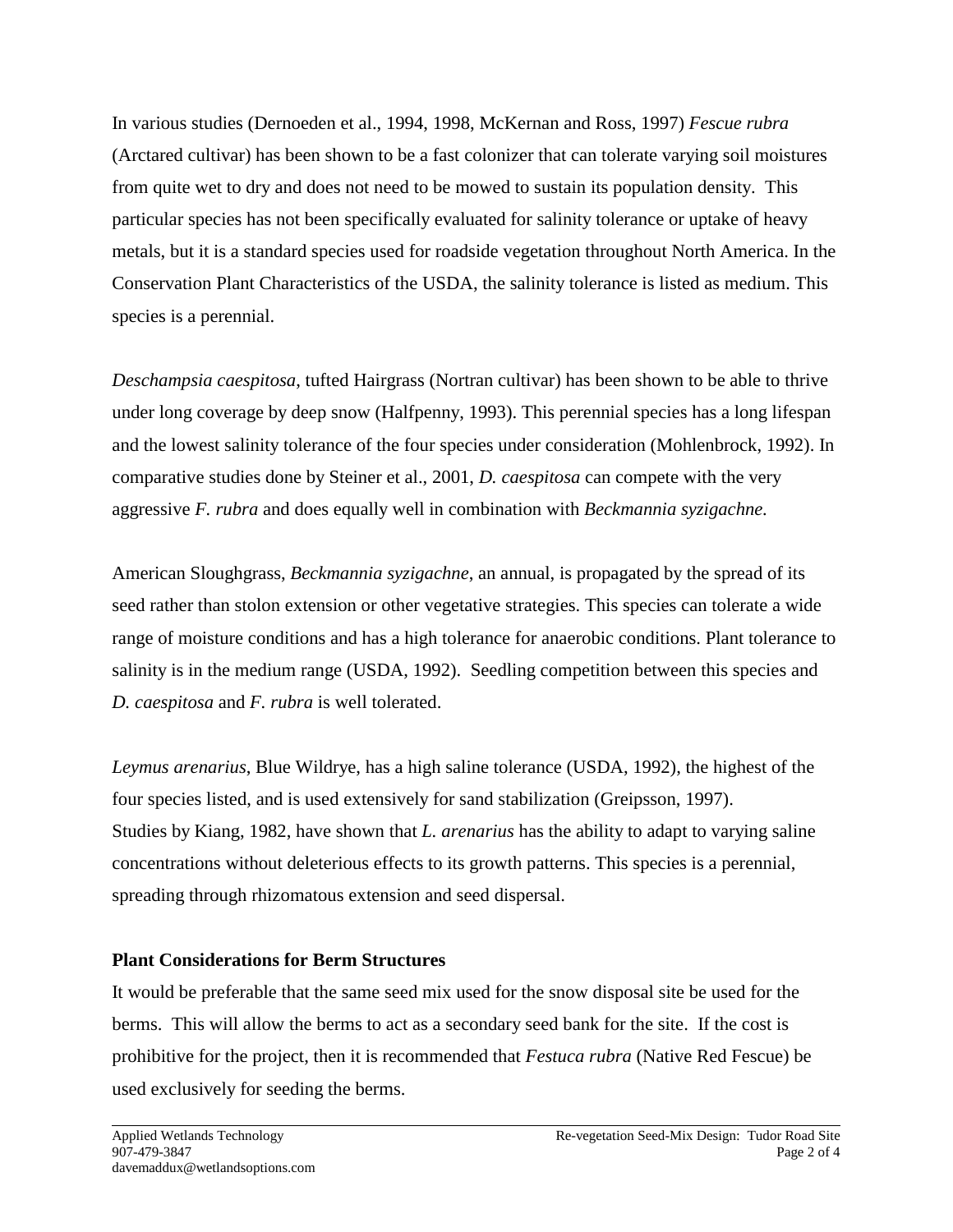In various studies (Dernoeden et al., 1994, 1998, McKernan and Ross, 1997) *Fescue rubra* (Arctared cultivar) has been shown to be a fast colonizer that can tolerate varying soil moistures from quite wet to dry and does not need to be mowed to sustain its population density. This particular species has not been specifically evaluated for salinity tolerance or uptake of heavy metals, but it is a standard species used for roadside vegetation throughout North America. In the Conservation Plant Characteristics of the USDA, the salinity tolerance is listed as medium. This species is a perennial.

*Deschampsia caespitosa*, tufted Hairgrass (Nortran cultivar) has been shown to be able to thrive under long coverage by deep snow (Halfpenny, 1993). This perennial species has a long lifespan and the lowest salinity tolerance of the four species under consideration (Mohlenbrock, 1992). In comparative studies done by Steiner et al., 2001, *D. caespitosa* can compete with the very aggressive *F. rubra* and does equally well in combination with *Beckmannia syzigachne.*

American Sloughgrass, *Beckmannia syzigachne*, an annual, is propagated by the spread of its seed rather than stolon extension or other vegetative strategies. This species can tolerate a wide range of moisture conditions and has a high tolerance for anaerobic conditions. Plant tolerance to salinity is in the medium range (USDA, 1992). Seedling competition between this species and *D. caespitosa* and *F. rubra* is well tolerated.

*Leymus arenarius*, Blue Wildrye, has a high saline tolerance (USDA, 1992), the highest of the four species listed, and is used extensively for sand stabilization (Greipsson, 1997). Studies by Kiang, 1982, have shown that *L. arenarius* has the ability to adapt to varying saline concentrations without deleterious effects to its growth patterns. This species is a perennial, spreading through rhizomatous extension and seed dispersal.

**Plant Considerations for Berm Structures**

It would be preferable that the same seed mix used for the snow disposal site be used for the berms. This will allow the berms to act as a secondary seed bank for the site. If the cost is prohibitive for the project, then it is recommended that *Festuca rubra* (Native Red Fescue) be used exclusively for seeding the berms.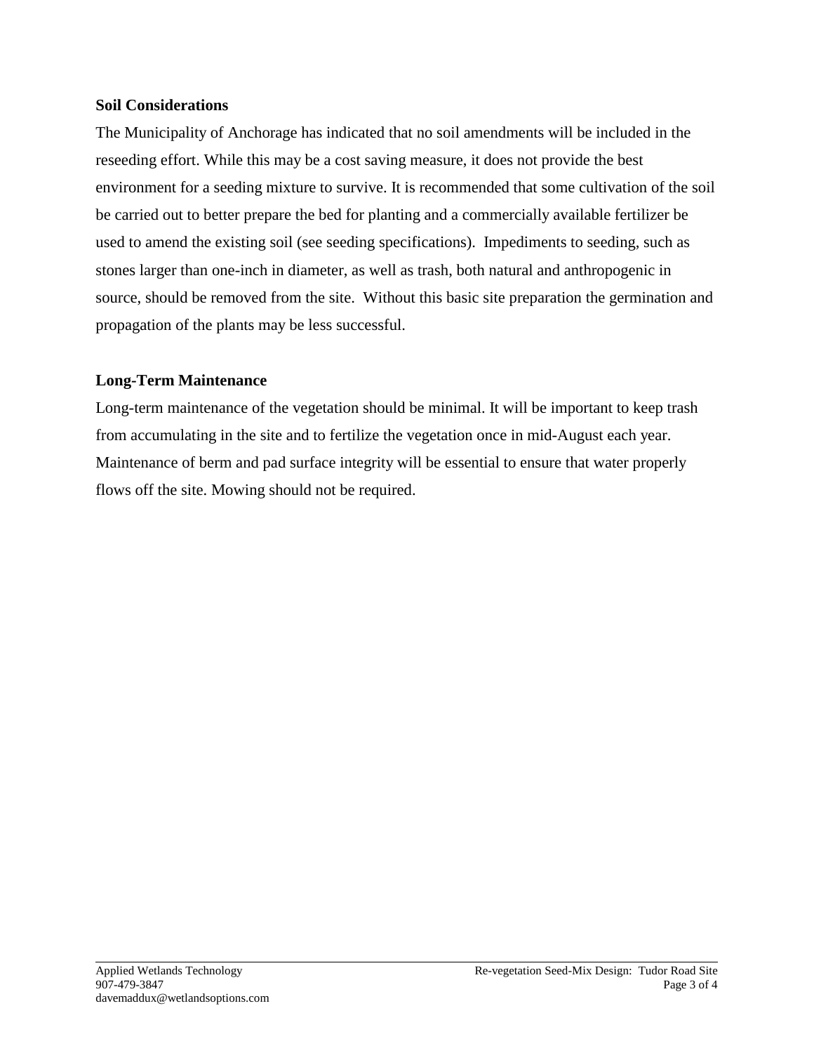**Soil Considerations**

The Municipality of Anchorage has indicated that no soil amendments will be included in the reseeding effort. While this may be a cost saving measure, it does not provide the best environment for a seeding mixture to survive. It is recommended that some cultivation of the soil be carried out to better prepare the bed for planting and a commercially available fertilizer be used to amend the existing soil (see seeding specifications). Impediments to seeding, such as stones larger than one-inch in diameter, as well as trash, both natural and anthropogenic in source, should be removed from the site. Without this basic site preparation the germination and propagation of the plants may be less successful.

**Long-Term Maintenance**

Long-term maintenance of the vegetation should be minimal. It will be important to keep trash from accumulating in the site and to fertilize the vegetation once in mid-August each year. Maintenance of berm and pad surface integrity will be essential to ensure that water properly flows off the site. Mowing should not be required.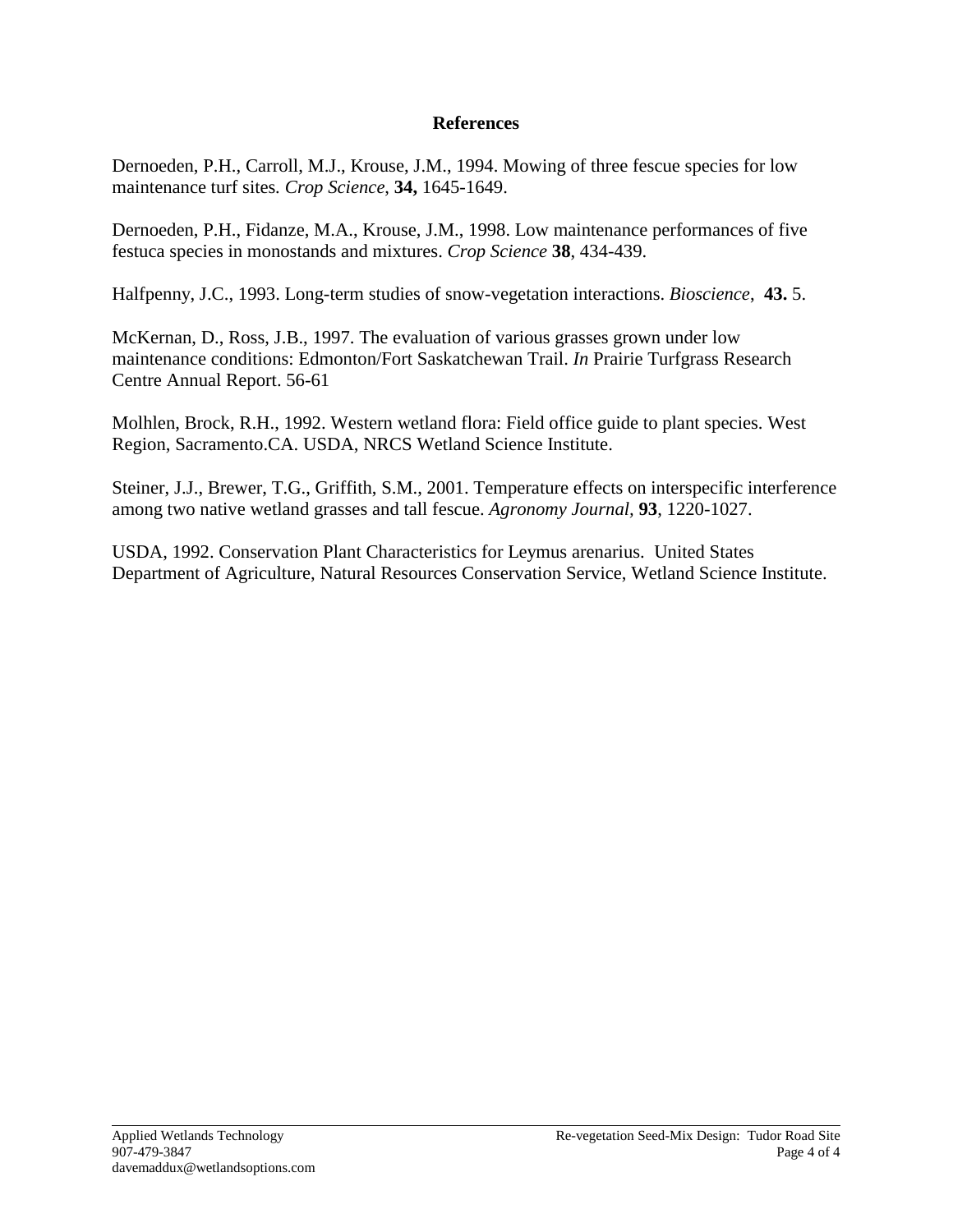## References

Dernoeden, P.H., Carroll, M.J., Krouse, J.M., 1994. Mowing of three fescue species for low maintenance turf sites. *Crop Science*, **34,** 1645-1649.

Dernoeden, P.H., Fidanze, M.A., Krouse, J.M., 1998. Low maintenance performances of five festuca species in monostands and mixtures. *Crop Science* **38**, 434-439.

Halfpenny, J.C., 1993. Long-term studies of snow-vegetation interactions. *Bioscience*, **43.** 5.

McKernan, D., Ross, J.B., 1997. The evaluation of various grasses grown under low maintenance conditions: Edmonton/Fort Saskatchewan Trail. *In* Prairie Turfgrass Research Centre Annual Report. 56-61

Molhlen, Brock, R.H., 1992. Western wetland flora: Field office guide to plant species. West Region, Sacramento.CA. USDA, NRCS Wetland Science Institute.

Steiner, J.J., Brewer, T.G., Griffith, S.M., 2001. Temperature effects on interspecific interference among two native wetland grasses and tall fescue. *Agronomy Journal*, **93**, 1220-1027.

USDA, 1992. Conservation Plant Characteristics for Leymus arenarius. United States Department of Agriculture, Natural Resources Conservation Service, Wetland Science Institute.